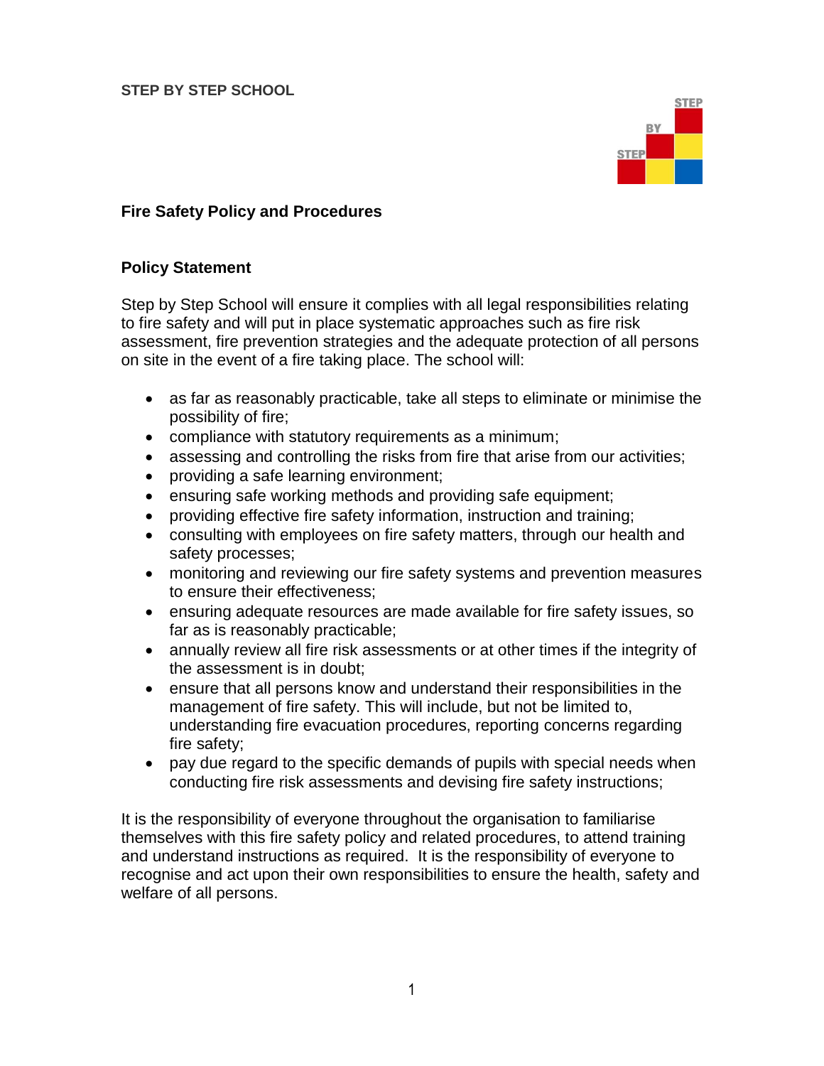**STEP BY STEP SCHOOL**

## Fire Safety Policy and Procedures

### Policy Statement

Step by Step School will ensure it complies with all legal responsibilities relating to fire safety and will put in place systematic approaches such as fire risk assessment, fire prevention strategies and the adequate protection of all persons on site in the event of a fire taking place. The school will:

- as far as reasonably practicable, take all steps to eliminate or minimise the possibility of fire;
- compliance with statutory requirements as a minimum;
- assessing and controlling the risks from fire that arise from our activities;
- providing a safe learning environment;
- ensuring safe working methods and providing safe equipment;
- providing effective fire safety information, instruction and training;
- consulting with employees on fire safety matters, through our health and safety processes;
- monitoring and reviewing our fire safety systems and prevention measures to ensure their effectiveness;
- ensuring adequate resources are made available for fire safety issues, so far as is reasonably practicable;
- annually review all fire risk assessments or at other times if the integrity of the assessment is in doubt;
- ensure that all persons know and understand their responsibilities in the management of fire safety. This will include, but not be limited to, understanding fire evacuation procedures, reporting concerns regarding fire safety;
- pay due regard to the specific demands of pupils with special needs when conducting fire risk assessments and devising fire safety instructions;

It is the responsibility of everyone throughout the organisation to familiarise themselves with this fire safety policy and related procedures, to attend training and understand instructions as required. It is the responsibility of everyone to recognise and act upon their own responsibilities to ensure the health, safety and welfare of all persons.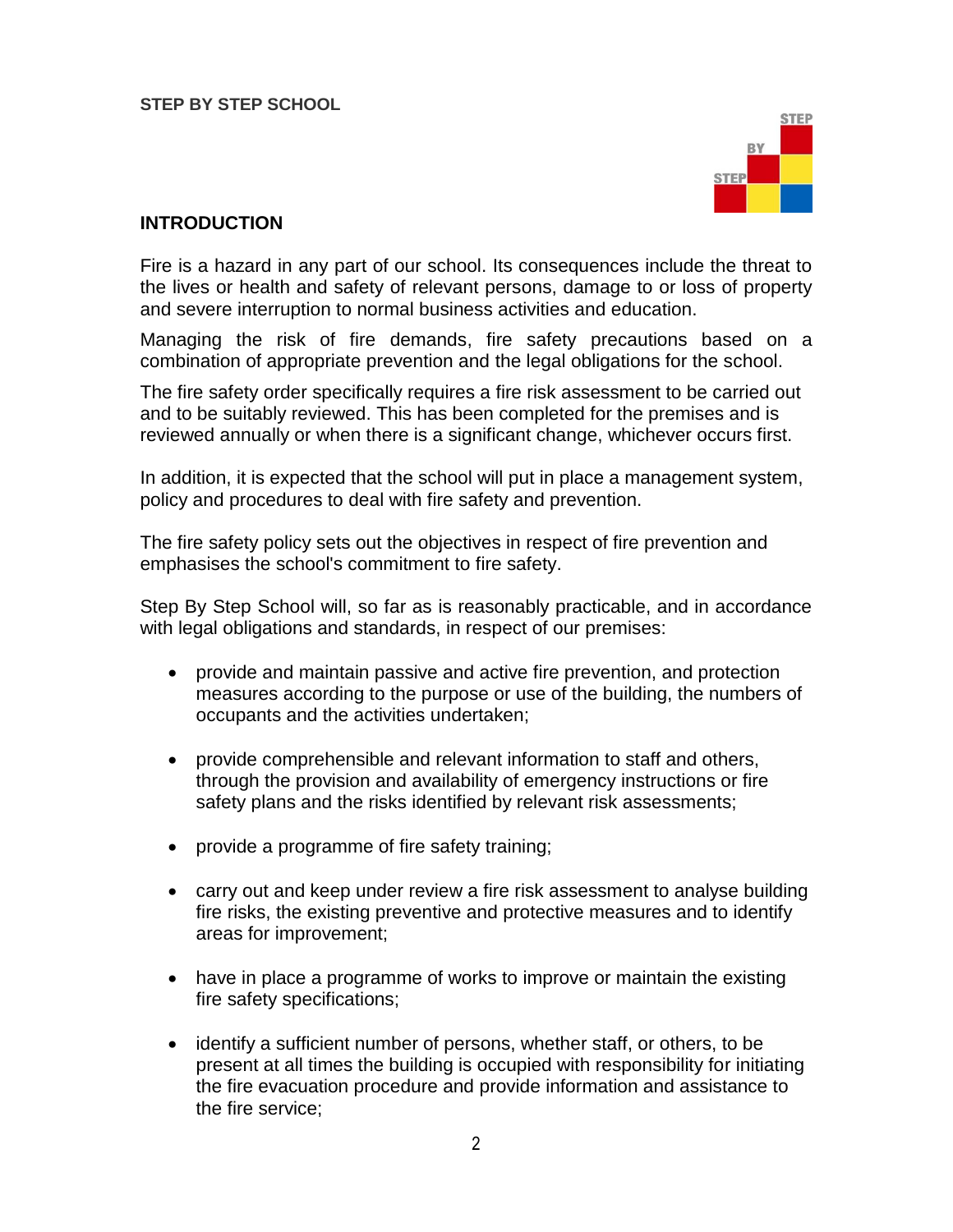**STEP BY STEP SCHOOL**

## INTRODUCTION

Fire is a hazard in any part of our school. Its consequences include the threat to the lives or health and safety of relevant persons, damage to or loss of property and severe interruption to normal business activities and education.

Managing the risk of fire demands, fire safety precautions based on a combination of appropriate prevention and the legal obligations for the school.

The fire safety order specifically requires a fire risk assessment to be carried out and to be suitably reviewed. This has been completed for the premises and is reviewed annually or when there is a significant change, whichever occurs first.

In addition, it is expected that the school will put in place a management system, policy and procedures to deal with fire safety and prevention.

The fire safety policy sets out the objectives in respect of fire prevention and emphasises the school's commitment to fire safety.

Step By Step School will, so far as is reasonably practicable, and in accordance with legal obligations and standards, in respect of our premises:

- provide and maintain passive and active fire prevention, and protection measures according to the purpose or use of the building, the numbers of occupants and the activities undertaken;
- provide comprehensible and relevant information to staff and others, through the provision and availability of emergency instructions or fire safety plans and the risks identified by relevant risk assessments;
- provide a programme of fire safety training;
- carry out and keep under review a fire risk assessment to analyse building fire risks, the existing preventive and protective measures and to identify areas for improvement;
- have in place a programme of works to improve or maintain the existing fire safety specifications;
- identify a sufficient number of persons, whether staff, or others, to be present at all times the building is occupied with responsibility for initiating the fire evacuation procedure and provide information and assistance to the fire service;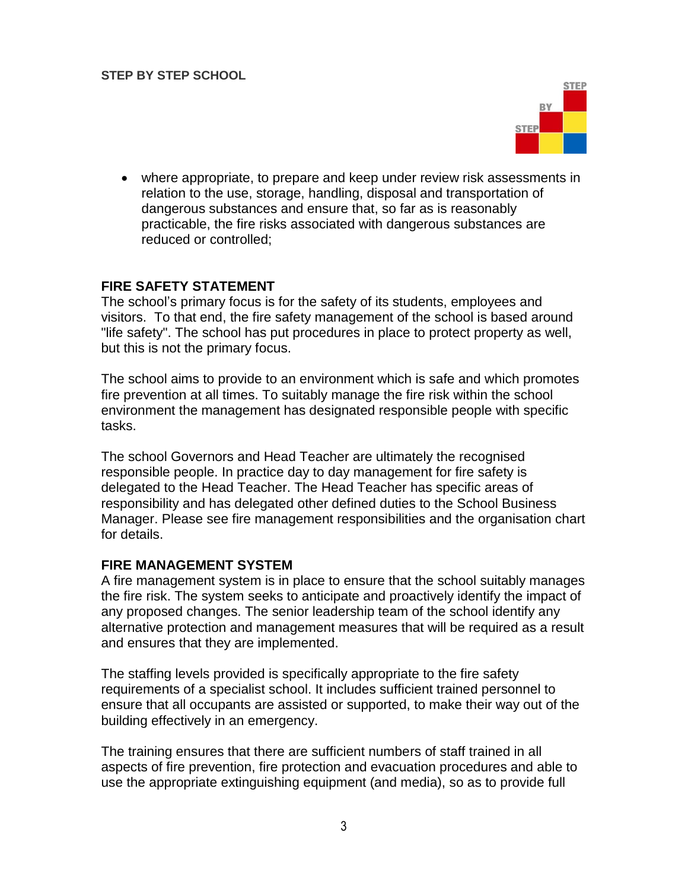- where appropriate, to prepare and keep under review risk assessments in relation to the use, storage, handling, disposal and transportation of dangerous substances and ensure that, so far as is reasonably practicable, the fire risks associated with dangerous substances are reduced or controlled;

## FIRE SAFETY STATEMENT

The school's primary focus is for the safety of its students, employees and visitors. To that end, the fire safety management of the school is based around "life safety". The school has put procedures in place to protect property as well, but this is not the primary focus.

The school aims to provide to an environment which is safe and which promotes fire prevention at all times. To suitably manage the fire risk within the school environment the management has designated responsible people with specific tasks.

The school Governors and Head Teacher are ultimately the recognised responsible people. In practice day to day management for fire safety is delegated to the Head Teacher. The Head Teacher has specific areas of responsibility and has delegated other defined duties to the School Business Manager. Please see fire management responsibilities and the organisation chart for details.

## FIRE MANAGEMENT SYSTEM

A fire management system is in place to ensure that the school suitably manages the fire risk. The system seeks to anticipate and proactively identify the impact of any proposed changes. The senior leadership team of the school identify any alternative protection and management measures that will be required as a result and ensures that they are implemented.

The staffing levels provided is specifically appropriate to the fire safety requirements of a specialist school. It includes sufficient trained personnel to ensure that all occupants are assisted or supported, to make their way out of the building effectively in an emergency.

The training ensures that there are sufficient numbers of staff trained in all aspects of fire prevention, fire protection and evacuation procedures and able to use the appropriate extinguishing equipment (and media), so as to provide full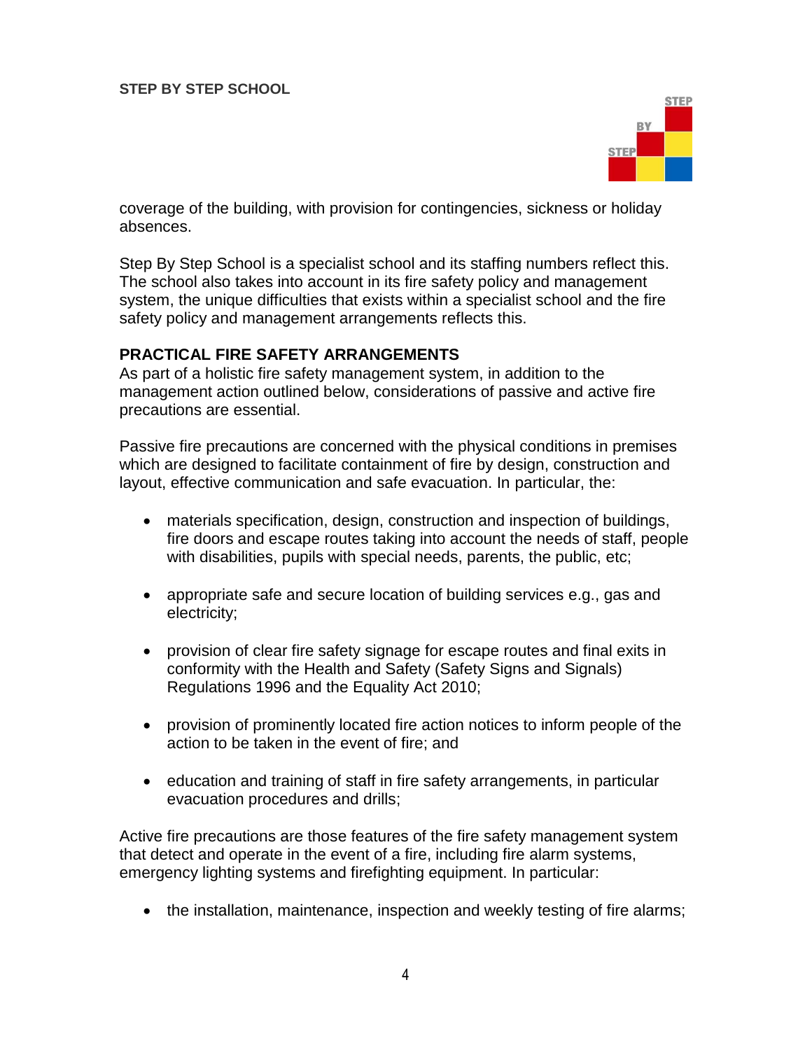coverage of the building, with provision for contingencies, sickness or holiday absences.

Step By Step School is a specialist school and its staffing numbers reflect this. The school also takes into account in its fire safety policy and management system, the unique difficulties that exists within a specialist school and the fire safety policy and management arrangements reflects this.

## PRACTICAL FIRE SAFETY ARRANGEMENTS

As part of a holistic fire safety management system, in addition to the management action outlined below, considerations of passive and active fire precautions are essential.

Passive fire precautions are concerned with the physical conditions in premises which are designed to facilitate containment of fire by design, construction and layout, effective communication and safe evacuation. In particular, the:

- materials specification, design, construction and inspection of buildings, fire doors and escape routes taking into account the needs of staff, people with disabilities, pupils with special needs, parents, the public, etc;
- appropriate safe and secure location of building services e.g., gas and electricity;
- provision of clear fire safety signage for escape routes and final exits in conformity with the Health and Safety (Safety Signs and Signals) Regulations 1996 and the Equality Act 2010;
- provision of prominently located fire action notices to inform people of the action to be taken in the event of fire; and
- education and training of staff in fire safety arrangements, in particular evacuation procedures and drills;

Active fire precautions are those features of the fire safety management system that detect and operate in the event of a fire, including fire alarm systems, emergency lighting systems and firefighting equipment. In particular:

- the installation, maintenance, inspection and weekly testing of fire alarms;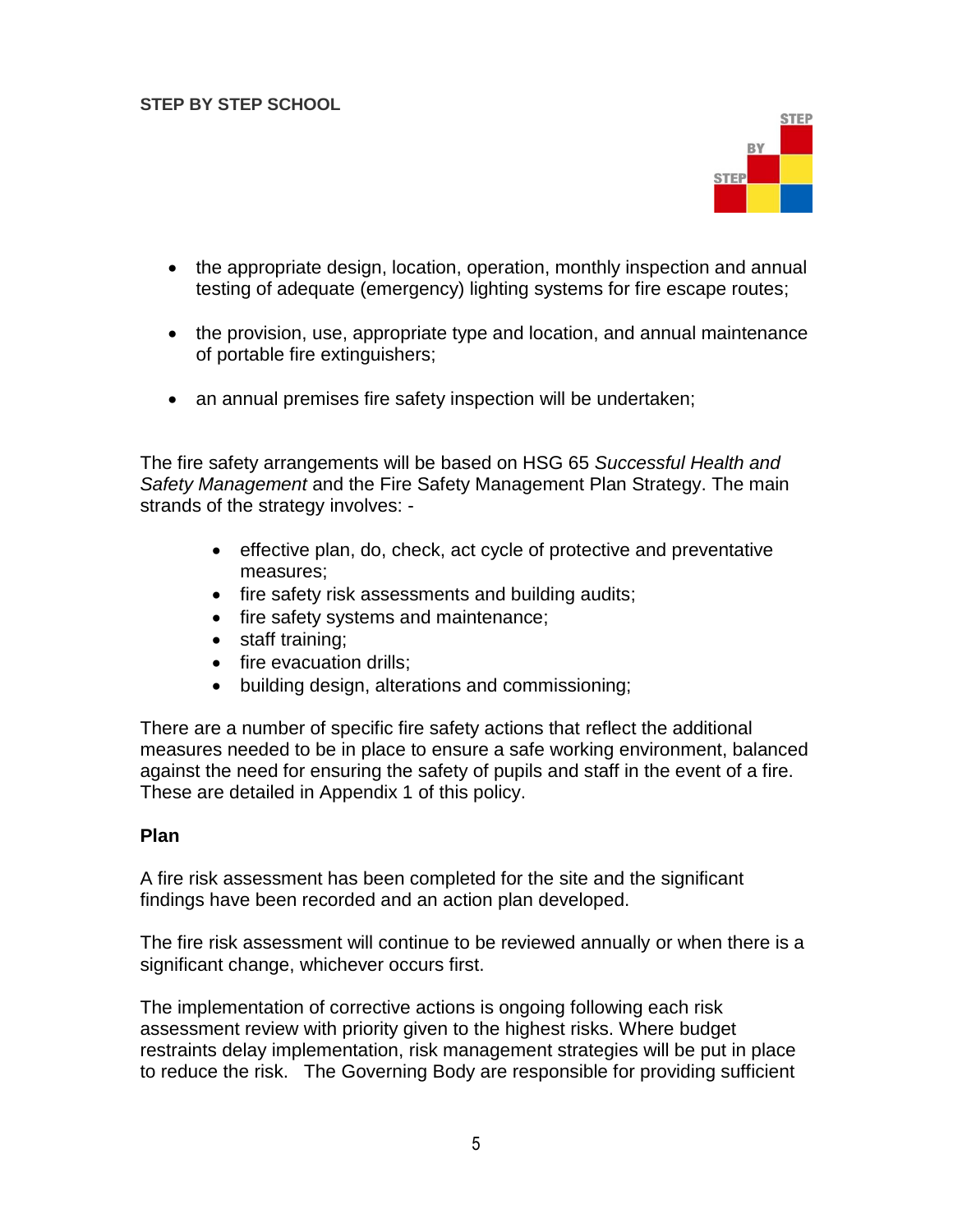- the appropriate design, location, operation, monthly inspection and annual testing of adequate (emergency) lighting systems for fire escape routes;

- the provision, use, appropriate type and location, and annual maintenance of portable fire extinguishers;

- an annual premises fire safety inspection will be undertaken;

The fire safety arrangements will be based on HSG 65 *Successful Health and Safety Management* and the Fire Safety Management Plan Strategy. The main strands of the strategy involves: -

- effective plan, do, check, act cycle of protective and preventative measures;
- fire safety risk assessments and building audits;
- fire safety systems and maintenance;
- staff training;
- fire evacuation drills;
- building design, alterations and commissioning;

There are a number of specific fire safety actions that reflect the additional measures needed to be in place to ensure a safe working environment, balanced against the need for ensuring the safety of pupils and staff in the event of a fire. These are detailed in Appendix 1 of this policy.

**Plan**

A fire risk assessment has been completed for the site and the significant findings have been recorded and an action plan developed.

The fire risk assessment will continue to be reviewed annually or when there is a significant change, whichever occurs first.

The implementation of corrective actions is ongoing following each risk assessment review with priority given to the highest risks. Where budget restraints delay implementation, risk management strategies will be put in place to reduce the risk. The Governing Body are responsible for providing sufficient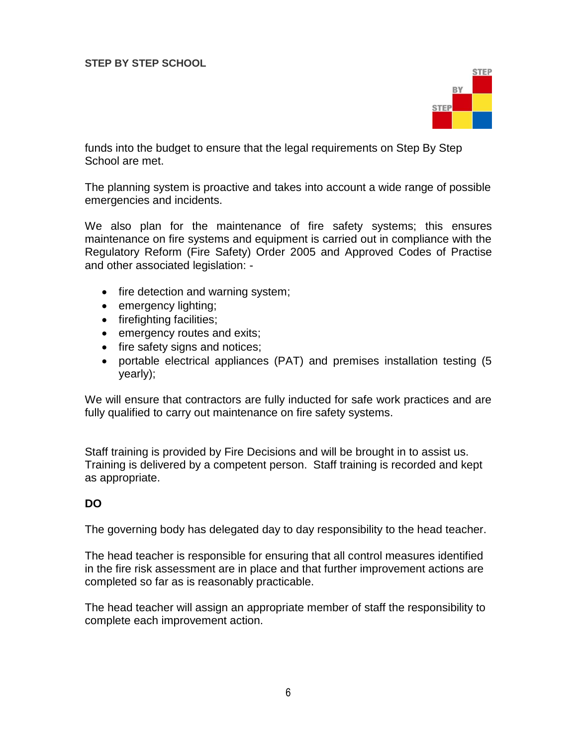funds into the budget to ensure that the legal requirements on Step By Step School are met.

The planning system is proactive and takes into account a wide range of possible emergencies and incidents.

We also plan for the maintenance of fire safety systems; this ensures maintenance on fire systems and equipment is carried out in compliance with the Regulatory Reform (Fire Safety) Order 2005 and Approved Codes of Practise and other associated legislation: -

- fire detection and warning system;
- emergency lighting;
- firefighting facilities;
- emergency routes and exits;
- fire safety signs and notices;
- portable electrical appliances (PAT) and premises installation testing (5 yearly);

We will ensure that contractors are fully inducted for safe work practices and are fully qualified to carry out maintenance on fire safety systems.

Staff training is provided by Fire Decisions and will be brought in to assist us. Training is delivered by a competent person. Staff training is recorded and kept as appropriate.

**DO**

The governing body has delegated day to day responsibility to the head teacher.

The head teacher is responsible for ensuring that all control measures identified in the fire risk assessment are in place and that further improvement actions are completed so far as is reasonably practicable.

The head teacher will assign an appropriate member of staff the responsibility to complete each improvement action.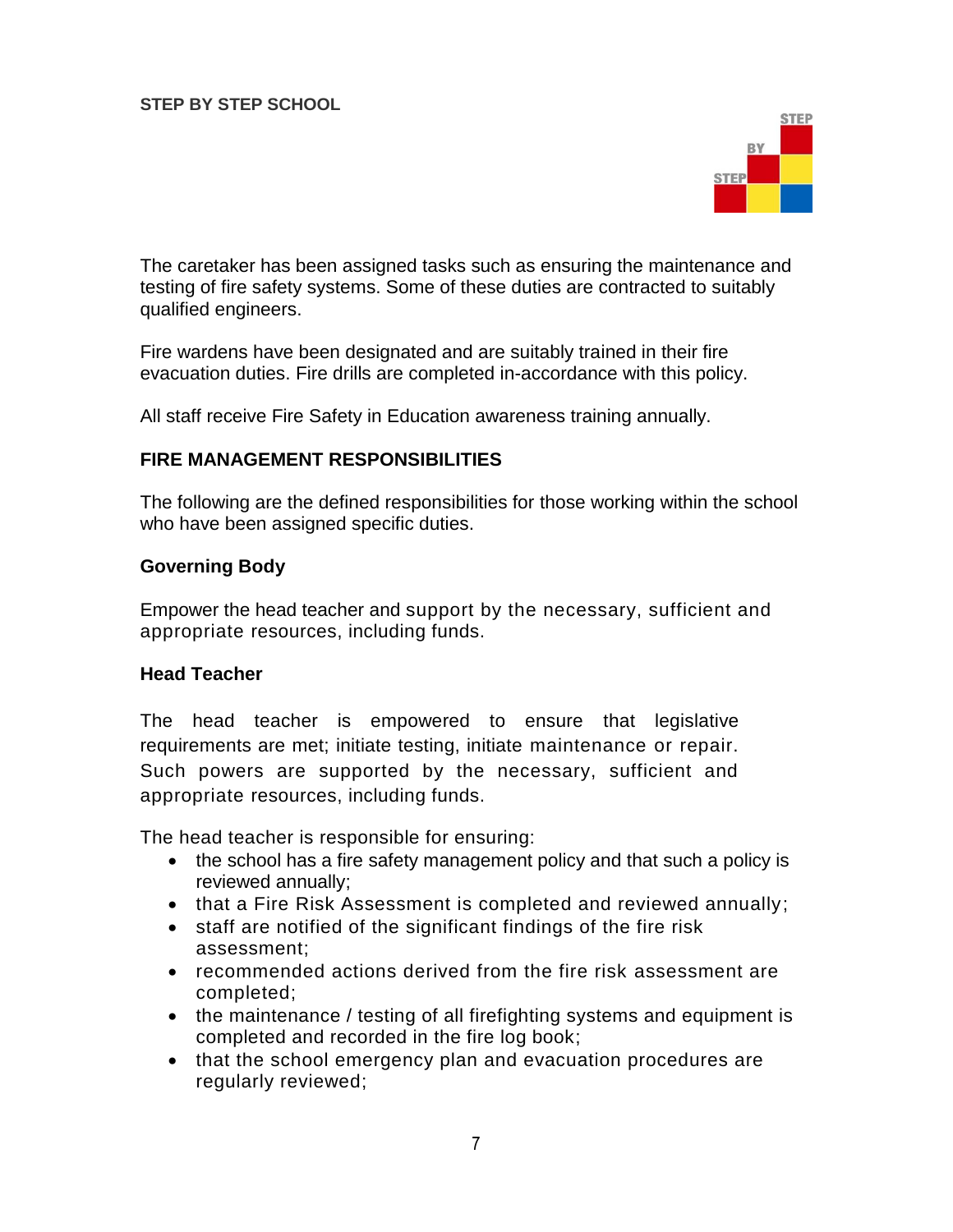The caretaker has been assigned tasks such as ensuring the maintenance and testing of fire safety systems. Some of these duties are contracted to suitably qualified engineers.

Fire wardens have been designated and are suitably trained in their fire evacuation duties. Fire drills are completed in-accordance with this policy.

All staff receive Fire Safety in Education awareness training annually.

## FIRE MANAGEMENT RESPONSIBILITIES

The following are the defined responsibilities for those working within the school who have been assigned specific duties.

### Governing Body

Empower the head teacher and support by the necessary, sufficient and appropriate resources, including funds.

### Head Teacher

The head teacher is empowered to ensure that legislative requirements are met; initiate testing, initiate maintenance or repair. Such powers are supported by the necessary, sufficient and appropriate resources, including funds.

The head teacher is responsible for ensuring:

- the school has a fire safety management policy and that such a policy is reviewed annually;
- that a Fire Risk Assessment is completed and reviewed annually;
- staff are notified of the significant findings of the fire risk assessment;
- recommended actions derived from the fire risk assessment are completed;
- the maintenance / testing of all firefighting systems and equipment is completed and recorded in the fire log book;
- that the school emergency plan and evacuation procedures are regularly reviewed;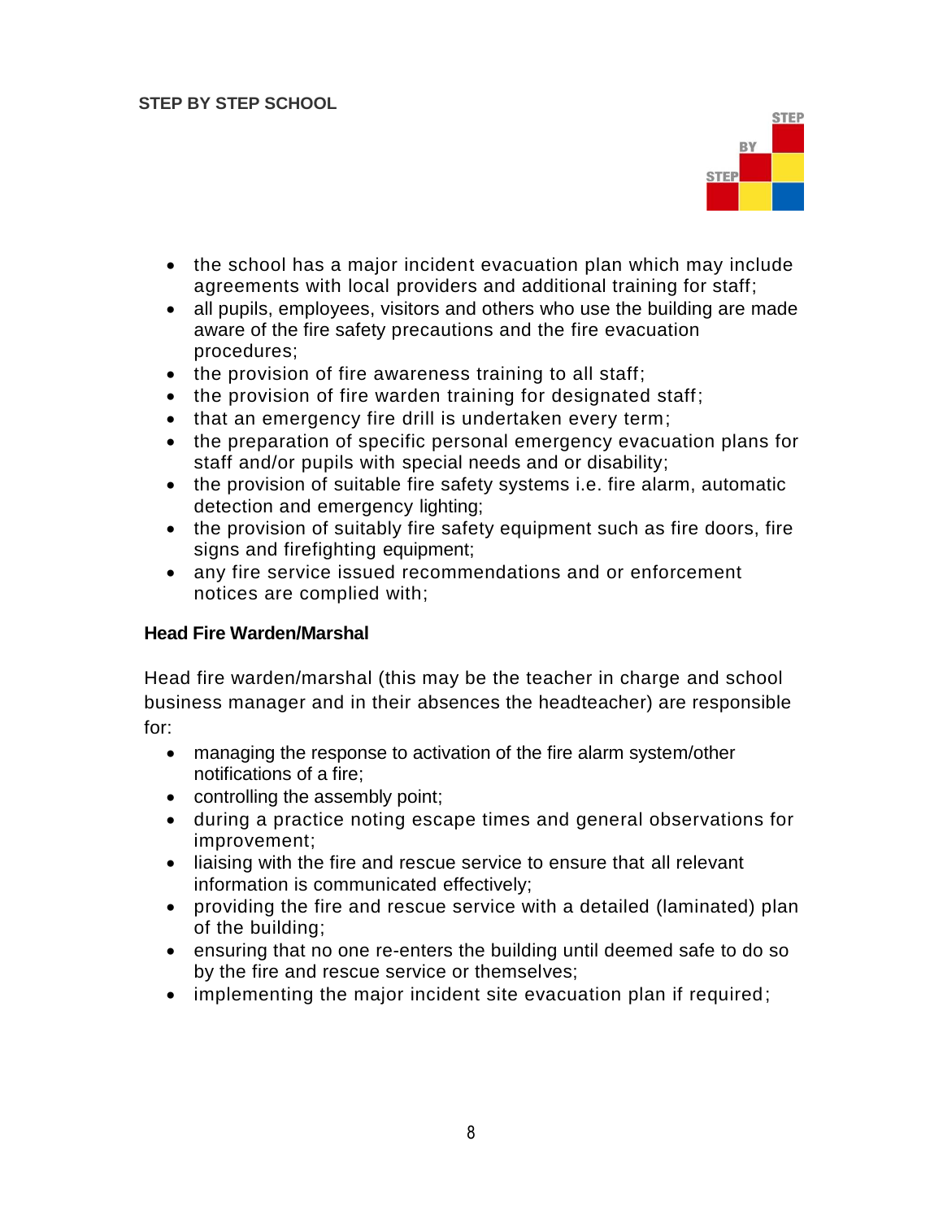- the school has a major incident evacuation plan which may include agreements with local providers and additional training for staff;
- all pupils, employees, visitors and others who use the building are made aware of the fire safety precautions and the fire evacuation procedures;
- the provision of fire awareness training to all staff;
- the provision of fire warden training for designated staff;
- that an emergency fire drill is undertaken every term;
- the preparation of specific personal emergency evacuation plans for staff and/or pupils with special needs and or disability;
- the provision of suitable fire safety systems i.e. fire alarm, automatic detection and emergency lighting;
- the provision of suitably fire safety equipment such as fire doors, fire signs and firefighting equipment;
- any fire service issued recommendations and or enforcement notices are complied with;

### Head Fire Warden/Marshal

Head fire warden/marshal (this may be the teacher in charge and school business manager and in their absences the headteacher) are responsible for:

- managing the response to activation of the fire alarm system/other notifications of a fire;
- controlling the assembly point;
- during a practice noting escape times and general observations for improvement;
- liaising with the fire and rescue service to ensure that all relevant information is communicated effectively;
- providing the fire and rescue service with a detailed (laminated) plan of the building;
- ensuring that no one re-enters the building until deemed safe to do so by the fire and rescue service or themselves;
- implementing the major incident site evacuation plan if required;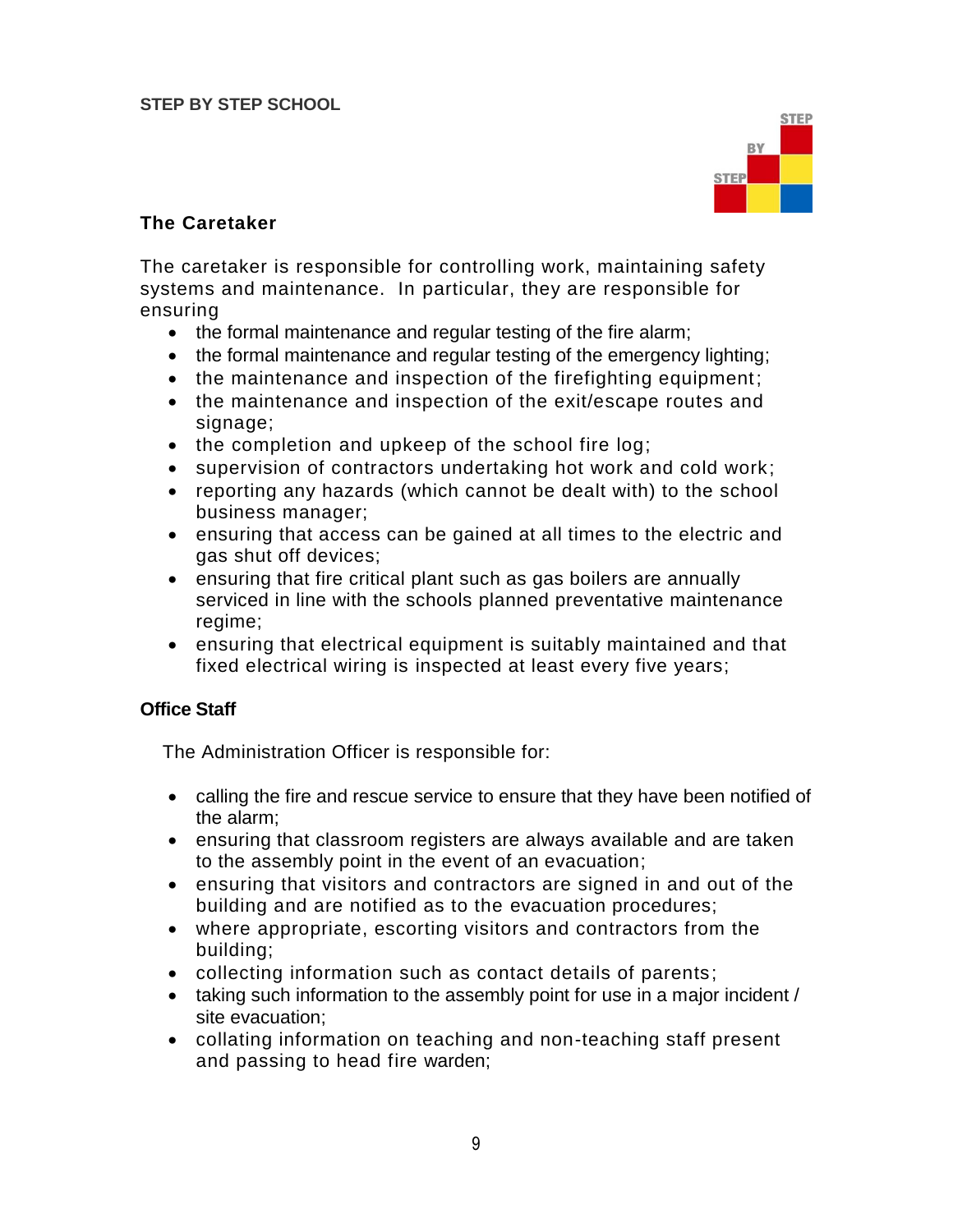## The Caretaker

The caretaker is responsible for controlling work, maintaining safety systems and maintenance. In particular, they are responsible for ensuring

- the formal maintenance and regular testing of the fire alarm;
- the formal maintenance and regular testing of the emergency lighting;
- the maintenance and inspection of the firefighting equipment;
- the maintenance and inspection of the exit/escape routes and signage;
- the completion and upkeep of the school fire log;
- supervision of contractors undertaking hot work and cold work;
- reporting any hazards (which cannot be dealt with) to the school business manager;
- ensuring that access can be gained at all times to the electric and gas shut off devices;
- ensuring that fire critical plant such as gas boilers are annually serviced in line with the schools planned preventative maintenance regime;
- ensuring that electrical equipment is suitably maintained and that fixed electrical wiring is inspected at least every five years;

## Office Staff

The Administration Officer is responsible for:

- calling the fire and rescue service to ensure that they have been notified of the alarm;
- ensuring that classroom registers are always available and are taken to the assembly point in the event of an evacuation;
- ensuring that visitors and contractors are signed in and out of the building and are notified as to the evacuation procedures;
- where appropriate, escorting visitors and contractors from the building;
- collecting information such as contact details of parents;
- taking such information to the assembly point for use in a major incident / site evacuation;
- collating information on teaching and non-teaching staff present and passing to head fire warden;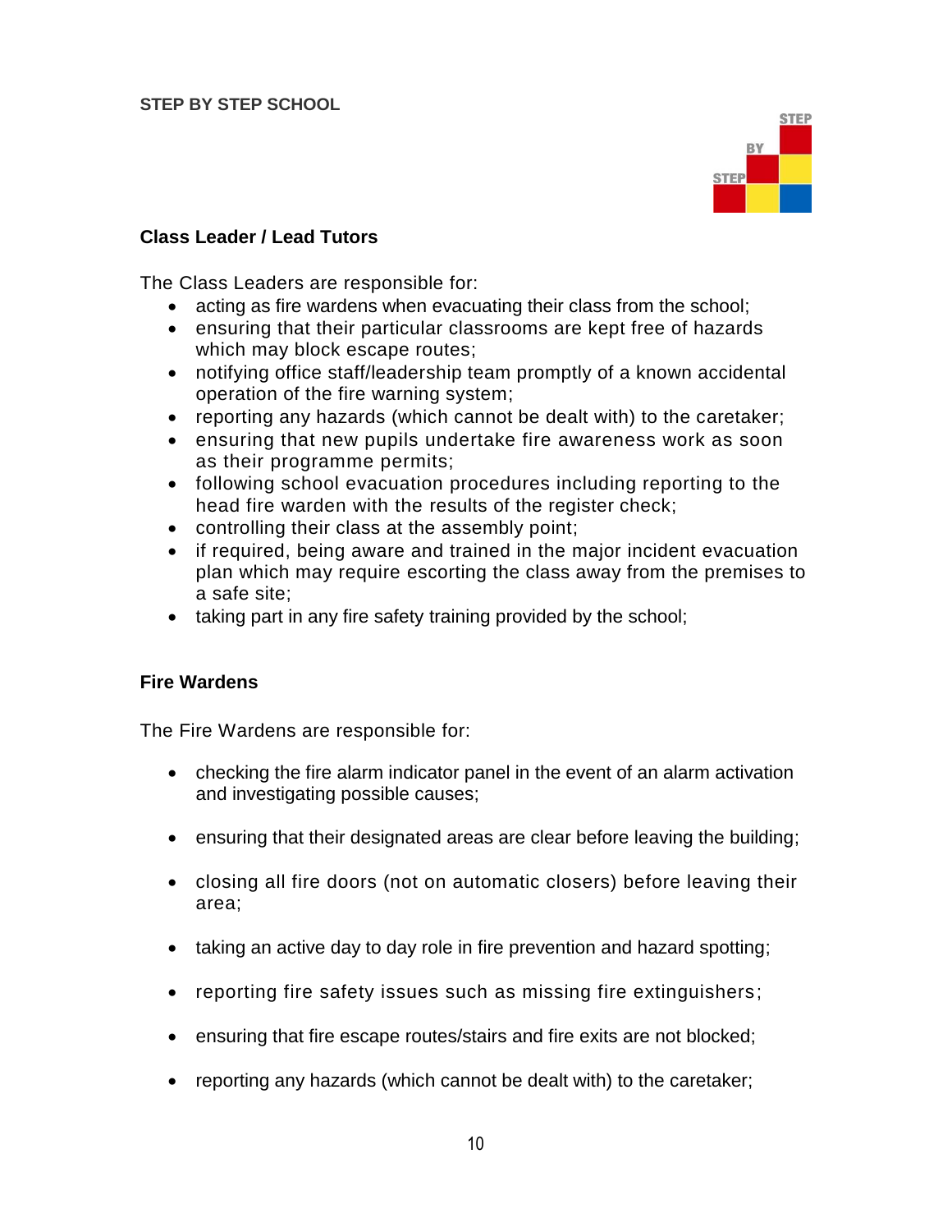## Class Leader / Lead Tutors

The Class Leaders are responsible for:

- acting as fire wardens when evacuating their class from the school;
- ensuring that their particular classrooms are kept free of hazards which may block escape routes;
- notifying office staff/leadership team promptly of a known accidental operation of the fire warning system;
- reporting any hazards (which cannot be dealt with) to the caretaker;
- ensuring that new pupils undertake fire awareness work as soon as their programme permits;
- following school evacuation procedures including reporting to the head fire warden with the results of the register check;
- controlling their class at the assembly point;
- if required, being aware and trained in the major incident evacuation plan which may require escorting the class away from the premises to a safe site;
- taking part in any fire safety training provided by the school;

## Fire Wardens

The Fire Wardens are responsible for:

- checking the fire alarm indicator panel in the event of an alarm activation and investigating possible causes;
- ensuring that their designated areas are clear before leaving the building;
- closing all fire doors (not on automatic closers) before leaving their area;
- taking an active day to day role in fire prevention and hazard spotting;
- reporting fire safety issues such as missing fire extinguishers;
- ensuring that fire escape routes/stairs and fire exits are not blocked;
- reporting any hazards (which cannot be dealt with) to the caretaker;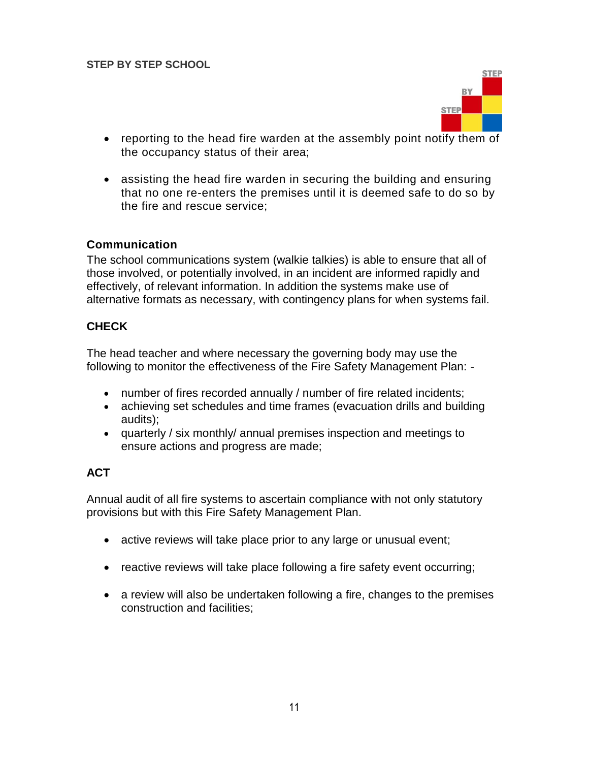- reporting to the head fire warden at the assembly point notify them of the occupancy status of their area;

- assisting the head fire warden in securing the building and ensuring that no one re-enters the premises until it is deemed safe to do so by the fire and rescue service;

### Communication

The school communications system (walkie talkies) is able to ensure that all of those involved, or potentially involved, in an incident are informed rapidly and effectively, of relevant information. In addition the systems make use of alternative formats as necessary, with contingency plans for when systems fail.

### CHECK

The head teacher and where necessary the governing body may use the following to monitor the effectiveness of the Fire Safety Management Plan: -

- number of fires recorded annually / number of fire related incidents;
- achieving set schedules and time frames (evacuation drills and building audits);
- quarterly / six monthly/ annual premises inspection and meetings to ensure actions and progress are made;

### ACT

Annual audit of all fire systems to ascertain compliance with not only statutory provisions but with this Fire Safety Management Plan.

- active reviews will take place prior to any large or unusual event;

- reactive reviews will take place following a fire safety event occurring;

- a review will also be undertaken following a fire, changes to the premises construction and facilities;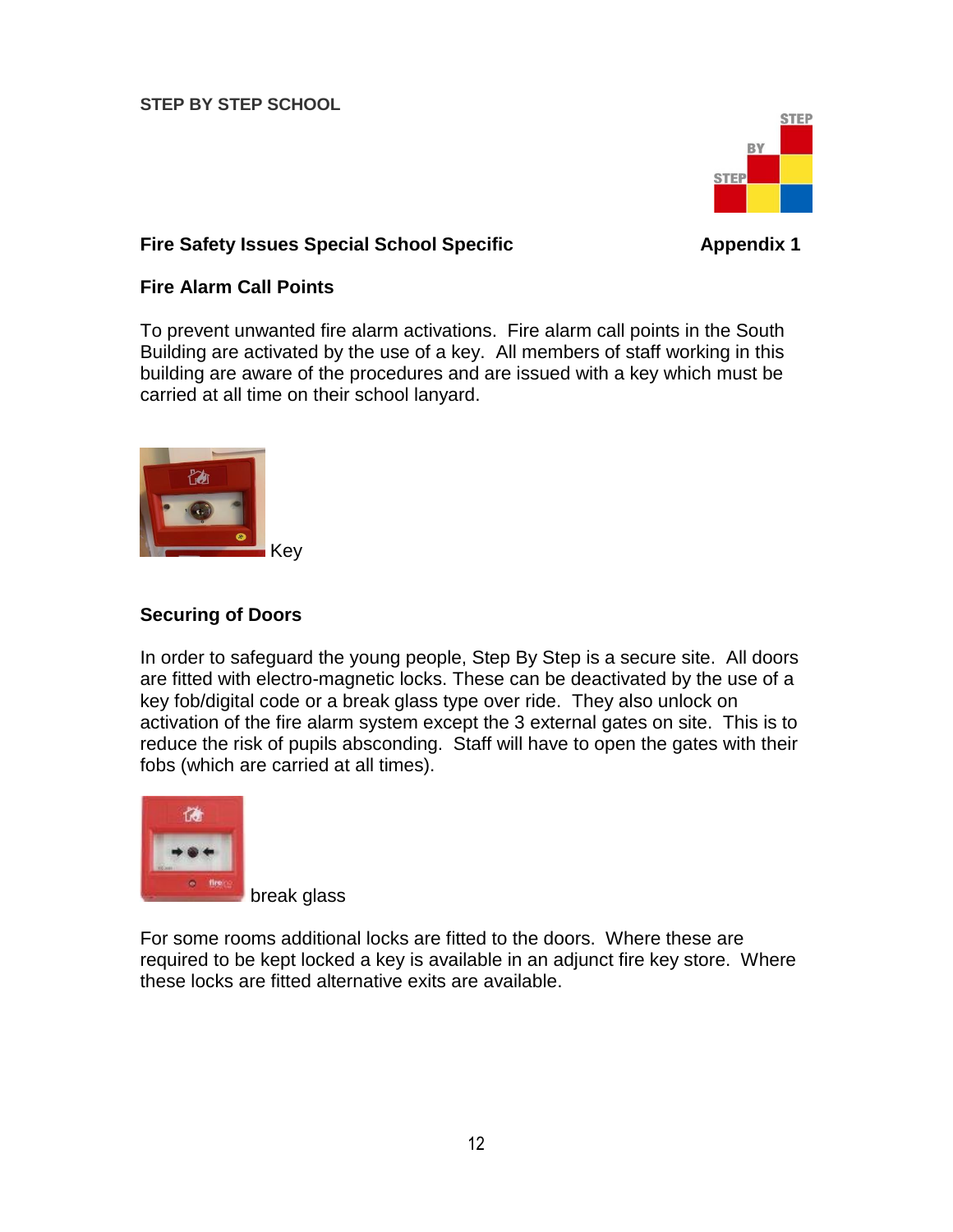STEP BY STEP SCHOOL

## Fire Safety Issues Special School Specific — Appendix 1

### Fire Alarm Call Points

To prevent unwanted fire alarm activations. Fire alarm call points in the South Building are activated by the use of a key. All members of staff working in this building are aware of the procedures and are issued with a key which must be carried at all time on their school lanyard.

Key

### Securing of Doors

In order to safeguard the young people, Step By Step is a secure site. All doors are fitted with electro-magnetic locks. These can be deactivated by the use of a key fob/digital code or a break glass type over ride. They also unlock on activation of the fire alarm system except the 3 external gates on site. This is to reduce the risk of pupils absconding. Staff will have to open the gates with their fobs (which are carried at all times).

break glass

For some rooms additional locks are fitted to the doors. Where these are required to be kept locked a key is available in an adjunct fire key store. Where these locks are fitted alternative exits are available.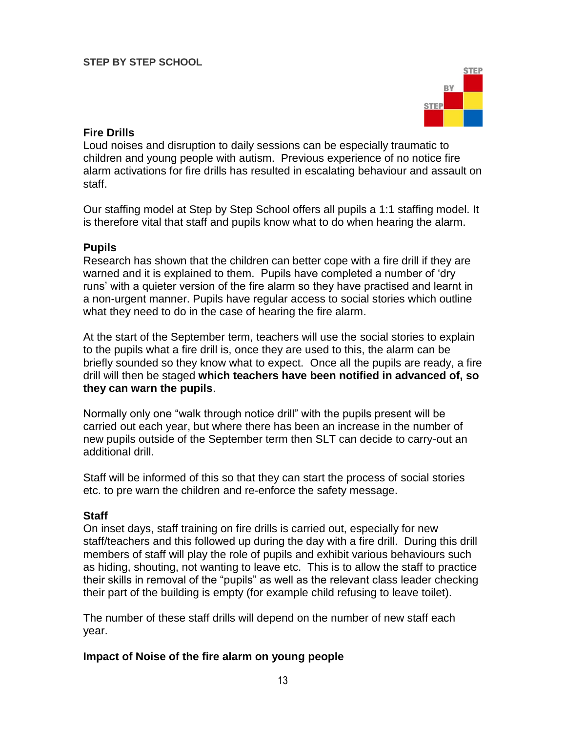**STEP BY STEP SCHOOL**

## Fire Drills

Loud noises and disruption to daily sessions can be especially traumatic to children and young people with autism. Previous experience of no notice fire alarm activations for fire drills has resulted in escalating behaviour and assault on staff.

Our staffing model at Step by Step School offers all pupils a 1:1 staffing model. It is therefore vital that staff and pupils know what to do when hearing the alarm.

### Pupils

Research has shown that the children can better cope with a fire drill if they are warned and it is explained to them. Pupils have completed a number of 'dry runs' with a quieter version of the fire alarm so they have practised and learnt in a non-urgent manner. Pupils have regular access to social stories which outline what they need to do in the case of hearing the fire alarm.

At the start of the September term, teachers will use the social stories to explain to the pupils what a fire drill is, once they are used to this, the alarm can be briefly sounded so they know what to expect. Once all the pupils are ready, a fire drill will then be staged **which teachers have been notified in advanced of, so they can warn the pupils**.

Normally only one "walk through notice drill" with the pupils present will be carried out each year, but where there has been an increase in the number of new pupils outside of the September term then SLT can decide to carry-out an additional drill.

Staff will be informed of this so that they can start the process of social stories etc. to pre warn the children and re-enforce the safety message.

### Staff

On inset days, staff training on fire drills is carried out, especially for new staff/teachers and this followed up during the day with a fire drill. During this drill members of staff will play the role of pupils and exhibit various behaviours such as hiding, shouting, not wanting to leave etc. This is to allow the staff to practice their skills in removal of the "pupils" as well as the relevant class leader checking their part of the building is empty (for example child refusing to leave toilet).

The number of these staff drills will depend on the number of new staff each year.

### Impact of Noise of the fire alarm on young people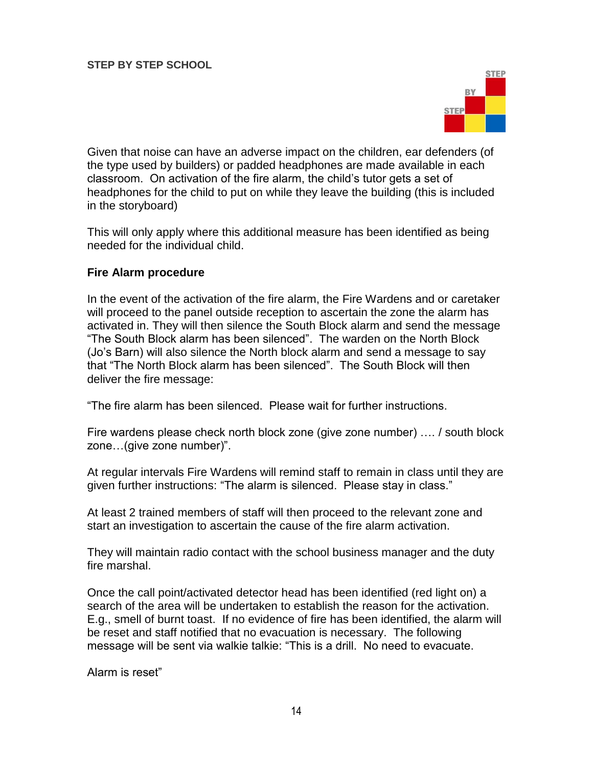Given that noise can have an adverse impact on the children, ear defenders (of the type used by builders) or padded headphones are made available in each classroom. On activation of the fire alarm, the child's tutor gets a set of headphones for the child to put on while they leave the building (this is included in the storyboard)

This will only apply where this additional measure has been identified as being needed for the individual child.

**Fire Alarm procedure**

In the event of the activation of the fire alarm, the Fire Wardens and or caretaker will proceed to the panel outside reception to ascertain the zone the alarm has activated in. They will then silence the South Block alarm and send the message "The South Block alarm has been silenced". The warden on the North Block (Jo's Barn) will also silence the North block alarm and send a message to say that "The North Block alarm has been silenced". The South Block will then deliver the fire message:

"The fire alarm has been silenced. Please wait for further instructions.

Fire wardens please check north block zone (give zone number) …. / south block zone…(give zone number)".

At regular intervals Fire Wardens will remind staff to remain in class until they are given further instructions: "The alarm is silenced. Please stay in class."

At least 2 trained members of staff will then proceed to the relevant zone and start an investigation to ascertain the cause of the fire alarm activation.

They will maintain radio contact with the school business manager and the duty fire marshal.

Once the call point/activated detector head has been identified (red light on) a search of the area will be undertaken to establish the reason for the activation. E.g., smell of burnt toast. If no evidence of fire has been identified, the alarm will be reset and staff notified that no evacuation is necessary. The following message will be sent via walkie talkie: "This is a drill. No need to evacuate.

Alarm is reset"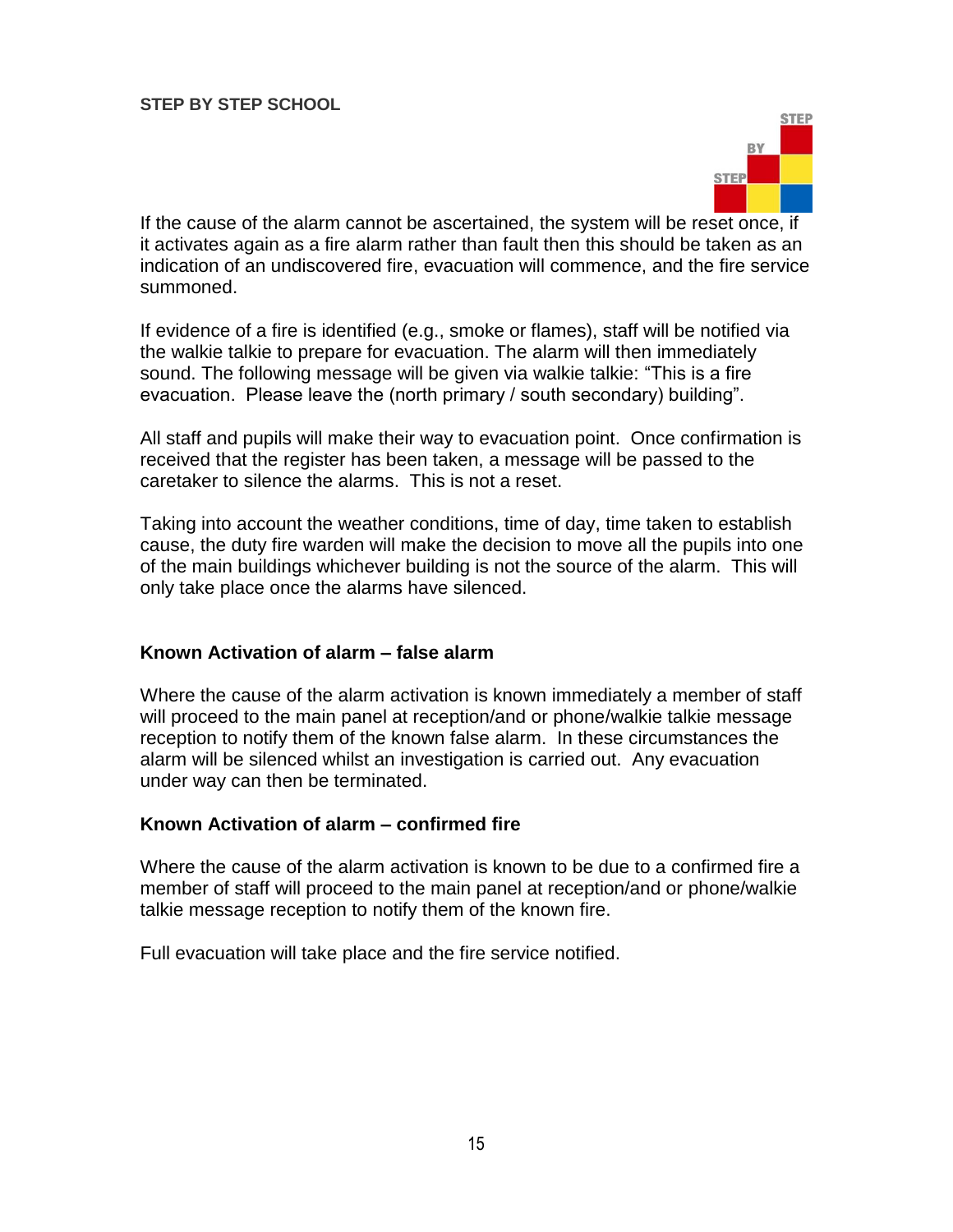If the cause of the alarm cannot be ascertained, the system will be reset once, if it activates again as a fire alarm rather than fault then this should be taken as an indication of an undiscovered fire, evacuation will commence, and the fire service summoned.

If evidence of a fire is identified (e.g., smoke or flames), staff will be notified via the walkie talkie to prepare for evacuation. The alarm will then immediately sound. The following message will be given via walkie talkie: "This is a fire evacuation. Please leave the (north primary / south secondary) building".

All staff and pupils will make their way to evacuation point. Once confirmation is received that the register has been taken, a message will be passed to the caretaker to silence the alarms. This is not a reset.

Taking into account the weather conditions, time of day, time taken to establish cause, the duty fire warden will make the decision to move all the pupils into one of the main buildings whichever building is not the source of the alarm. This will only take place once the alarms have silenced.

**Known Activation of alarm – false alarm**

Where the cause of the alarm activation is known immediately a member of staff will proceed to the main panel at reception/and or phone/walkie talkie message reception to notify them of the known false alarm. In these circumstances the alarm will be silenced whilst an investigation is carried out. Any evacuation under way can then be terminated.

**Known Activation of alarm – confirmed fire**

Where the cause of the alarm activation is known to be due to a confirmed fire a member of staff will proceed to the main panel at reception/and or phone/walkie talkie message reception to notify them of the known fire.

Full evacuation will take place and the fire service notified.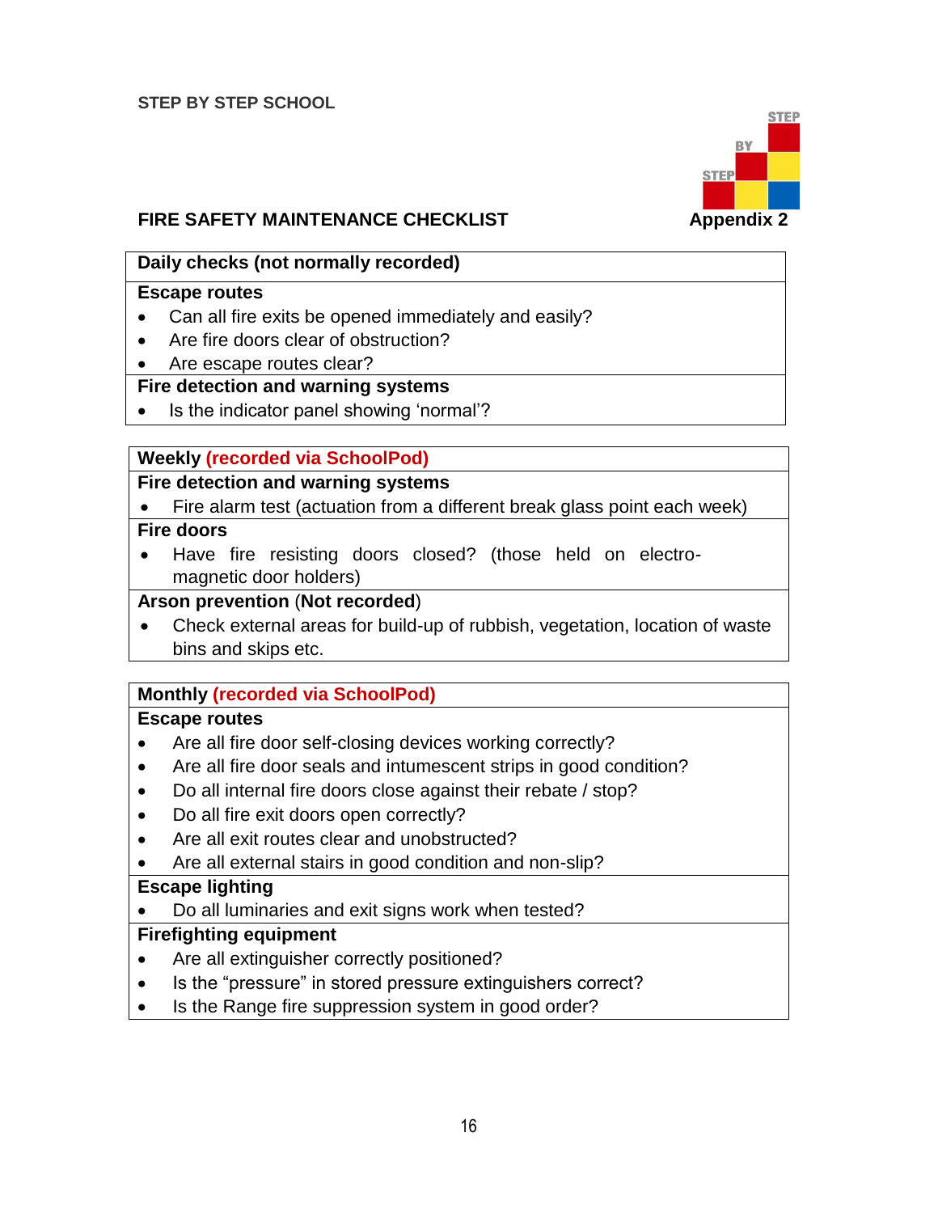STEP BY STEP SCHOOL

## FIRE SAFETY MAINTENANCE CHECKLIST

**Appendix 2**

**Daily checks (not normally recorded)**

**Escape routes**

- Can all fire exits be opened immediately and easily?
- Are fire doors clear of obstruction?
- Are escape routes clear?

**Fire detection and warning systems**

- Is the indicator panel showing 'normal'?

**Weekly (recorded via SchoolPod)**

**Fire detection and warning systems**

- Fire alarm test (actuation from a different break glass point each week)

**Fire doors**

- Have fire resisting doors closed? (those held on electro-magnetic door holders)

**Arson prevention (Not recorded)**

- Check external areas for build-up of rubbish, vegetation, location of waste bins and skips etc.

**Monthly (recorded via SchoolPod)**

**Escape routes**

- Are all fire door self-closing devices working correctly?
- Are all fire door seals and intumescent strips in good condition?
- Do all internal fire doors close against their rebate / stop?
- Do all fire exit doors open correctly?
- Are all exit routes clear and unobstructed?
- Are all external stairs in good condition and non-slip?

**Escape lighting**

- Do all luminaries and exit signs work when tested?

**Firefighting equipment**

- Are all extinguisher correctly positioned?
- Is the "pressure" in stored pressure extinguishers correct?
- Is the Range fire suppression system in good order?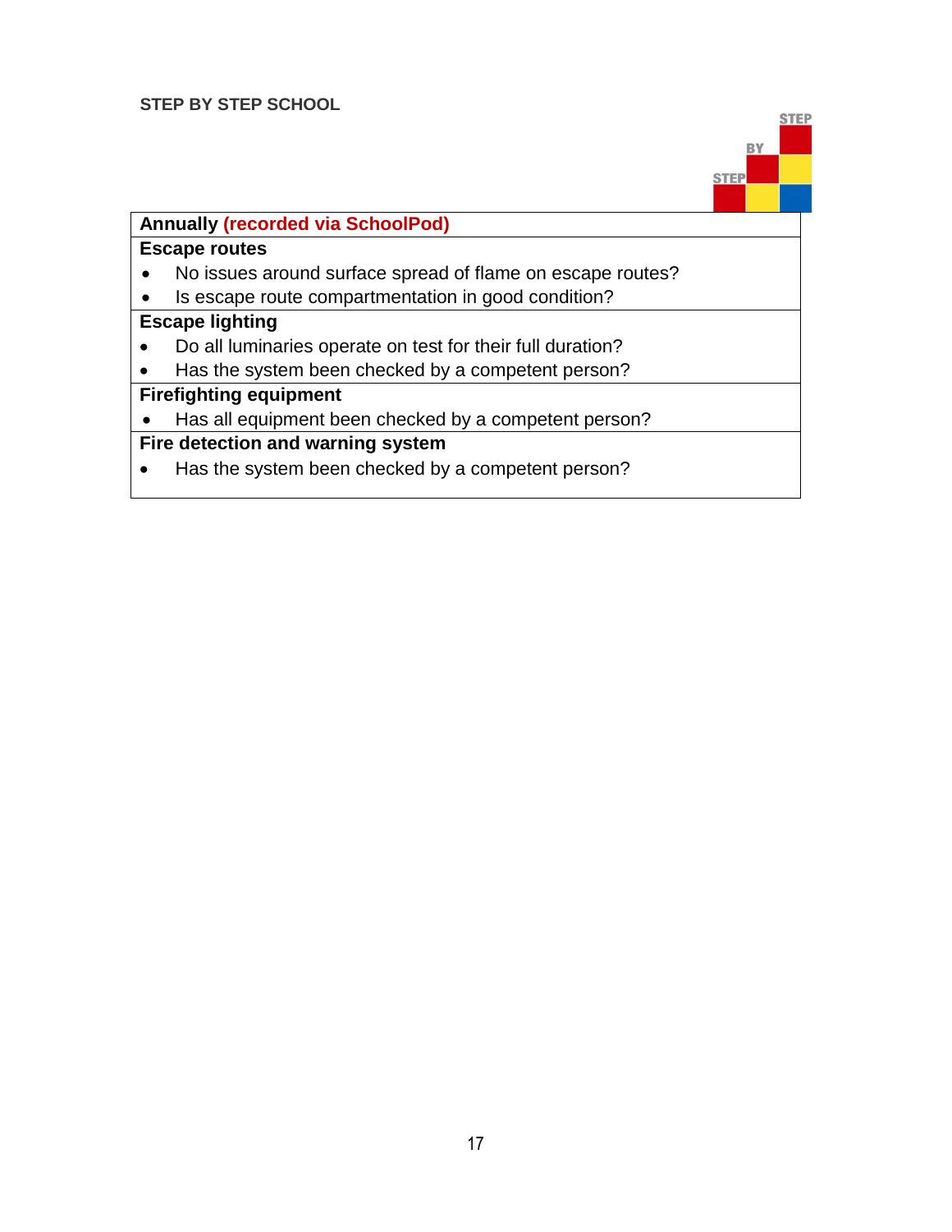| **Annually (recorded via SchoolPod)** |
| --- |
| **Escape routes**<br>• No issues around surface spread of flame on escape routes?<br>• Is escape route compartmentation in good condition? |
| **Escape lighting**<br>• Do all luminaries operate on test for their full duration?<br>• Has the system been checked by a competent person? |
| **Firefighting equipment**<br>• Has all equipment been checked by a competent person? |
| **Fire detection and warning system**<br>• Has the system been checked by a competent person? |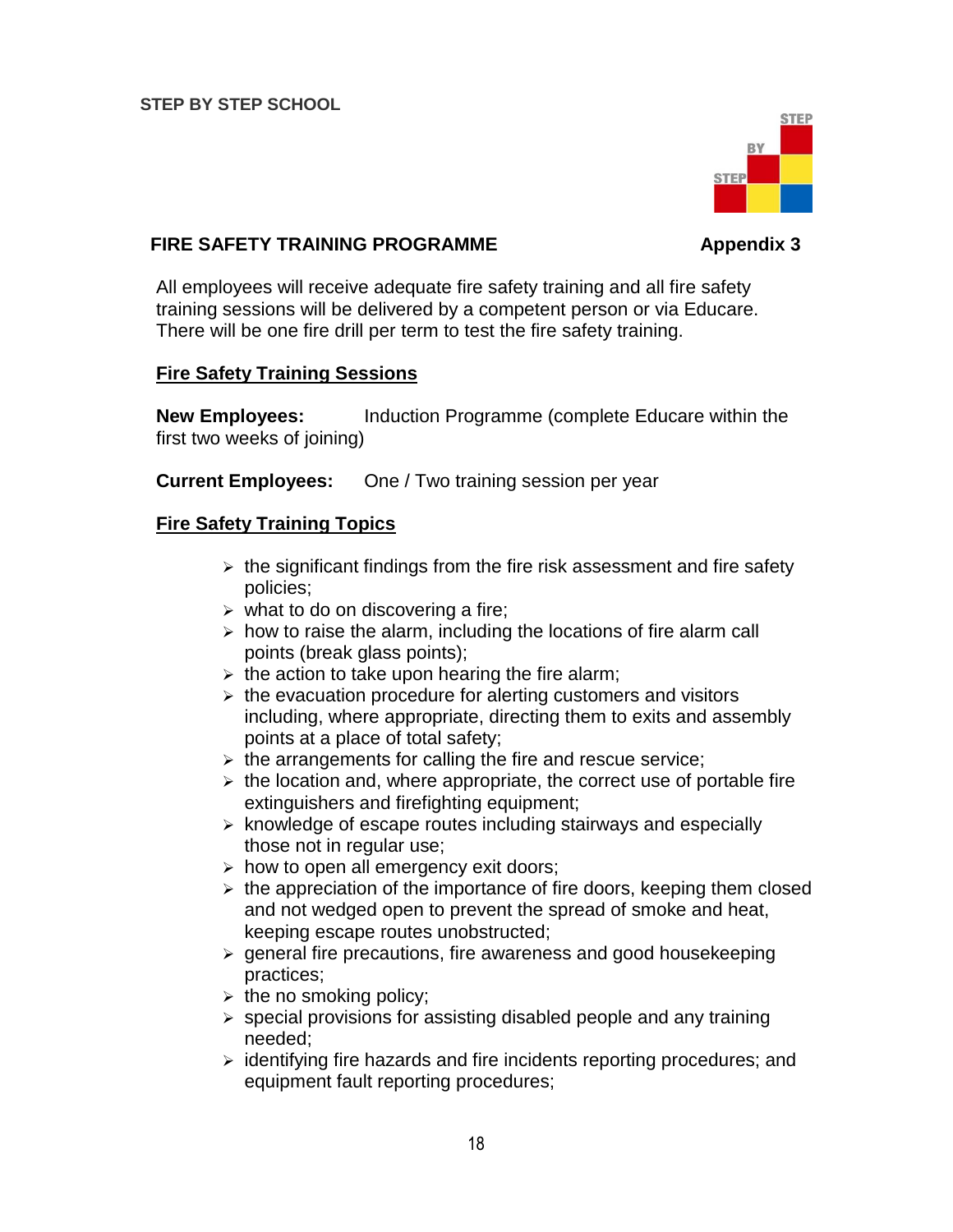STEP BY STEP SCHOOL

## FIRE SAFETY TRAINING PROGRAMME — Appendix 3

All employees will receive adequate fire safety training and all fire safety training sessions will be delivered by a competent person or via Educare. There will be one fire drill per term to test the fire safety training.

### Fire Safety Training Sessions

**New Employees:** Induction Programme (complete Educare within the first two weeks of joining)

**Current Employees:** One / Two training session per year

### Fire Safety Training Topics

- the significant findings from the fire risk assessment and fire safety policies;
- what to do on discovering a fire;
- how to raise the alarm, including the locations of fire alarm call points (break glass points);
- the action to take upon hearing the fire alarm;
- the evacuation procedure for alerting customers and visitors including, where appropriate, directing them to exits and assembly points at a place of total safety;
- the arrangements for calling the fire and rescue service;
- the location and, where appropriate, the correct use of portable fire extinguishers and firefighting equipment;
- knowledge of escape routes including stairways and especially those not in regular use;
- how to open all emergency exit doors;
- the appreciation of the importance of fire doors, keeping them closed and not wedged open to prevent the spread of smoke and heat, keeping escape routes unobstructed;
- general fire precautions, fire awareness and good housekeeping practices;
- the no smoking policy;
- special provisions for assisting disabled people and any training needed;
- identifying fire hazards and fire incidents reporting procedures; and equipment fault reporting procedures;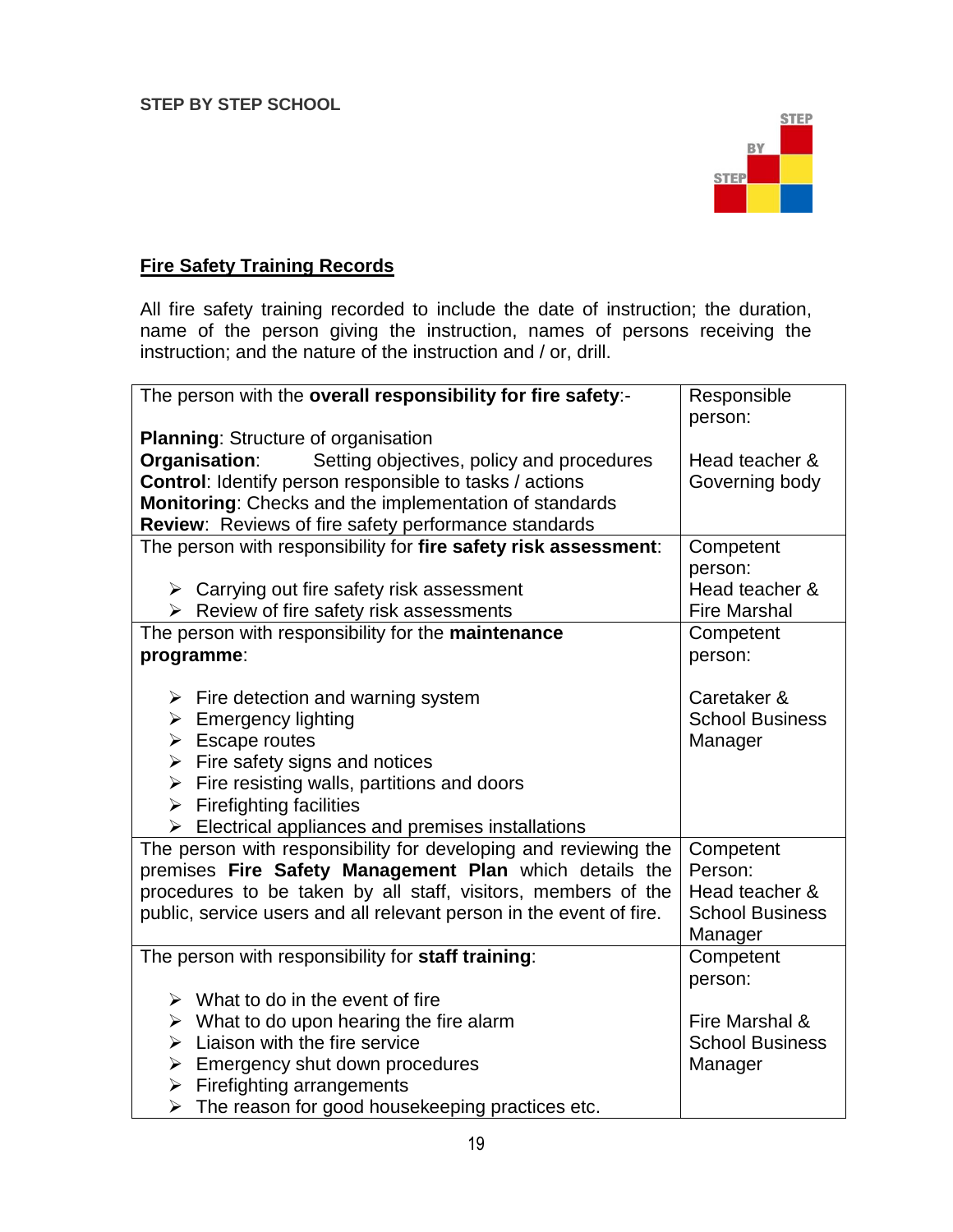STEP BY STEP SCHOOL

## Fire Safety Training Records

All fire safety training recorded to include the date of instruction; the duration, name of the person giving the instruction, names of persons receiving the instruction; and the nature of the instruction and / or, drill.

| | |
|---|---|
| The person with the **overall responsibility for fire safety**:-<br><br>**Planning**: Structure of organisation<br>**Organisation**: Setting objectives, policy and procedures<br>**Control**: Identify person responsible to tasks / actions<br>**Monitoring**: Checks and the implementation of standards<br>**Review**: Reviews of fire safety performance standards | Responsible person:<br><br>Head teacher & Governing body |
| The person with responsibility for **fire safety risk assessment**:<br><br>➢ Carrying out fire safety risk assessment<br>➢ Review of fire safety risk assessments | Competent person:<br>Head teacher & Fire Marshal |
| The person with responsibility for the **maintenance programme**:<br><br>➢ Fire detection and warning system<br>➢ Emergency lighting<br>➢ Escape routes<br>➢ Fire safety signs and notices<br>➢ Fire resisting walls, partitions and doors<br>➢ Firefighting facilities<br>➢ Electrical appliances and premises installations | Competent person:<br><br>Caretaker & School Business Manager |
| The person with responsibility for developing and reviewing the premises **Fire Safety Management Plan** which details the procedures to be taken by all staff, visitors, members of the public, service users and all relevant person in the event of fire. | Competent Person:<br>Head teacher & School Business Manager |
| The person with responsibility for **staff training**:<br><br>➢ What to do in the event of fire<br>➢ What to do upon hearing the fire alarm<br>➢ Liaison with the fire service<br>➢ Emergency shut down procedures<br>➢ Firefighting arrangements<br>➢ The reason for good housekeeping practices etc. | Competent person:<br><br>Fire Marshal & School Business Manager |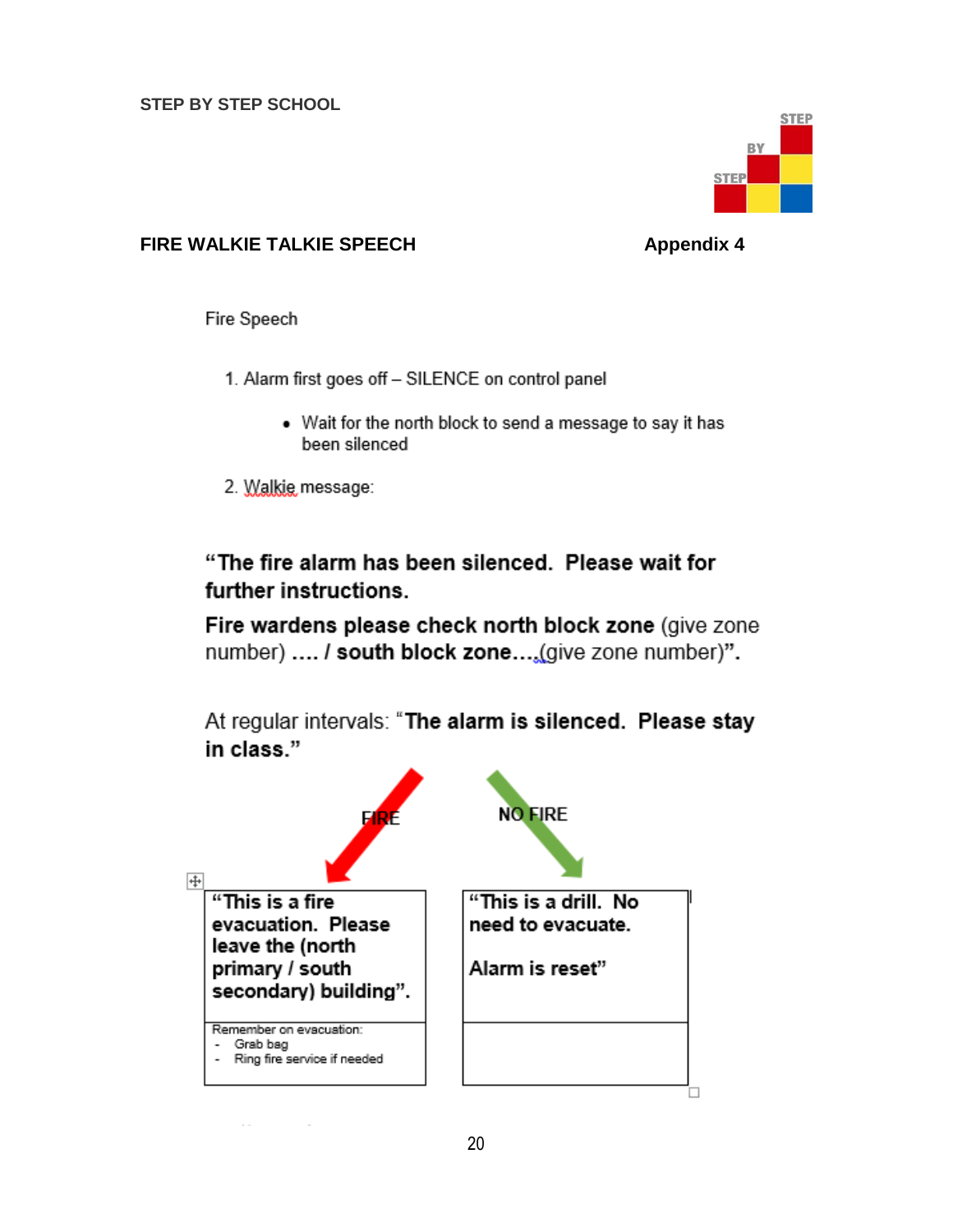STEP BY STEP SCHOOL

## FIRE WALKIE TALKIE SPEECH — Appendix 4

Fire Speech

1. Alarm first goes off – SILENCE on control panel
   - Wait for the north block to send a message to say it has been silenced
2. Walkie message:

**"The fire alarm has been silenced. Please wait for further instructions.**

**Fire wardens please check north block zone** (give zone number) **…. / south block zone….**(give zone number)**".**

At regular intervals: "**The alarm is silenced. Please stay in class.**"

| FIRE | NO FIRE |
|---|---|
| **"This is a fire evacuation. Please leave the (north primary / south secondary) building".** | **"This is a drill. No need to evacuate.**<br><br>**Alarm is reset"** |
| Remember on evacuation:<br>- Grab bag<br>- Ring fire service if needed | |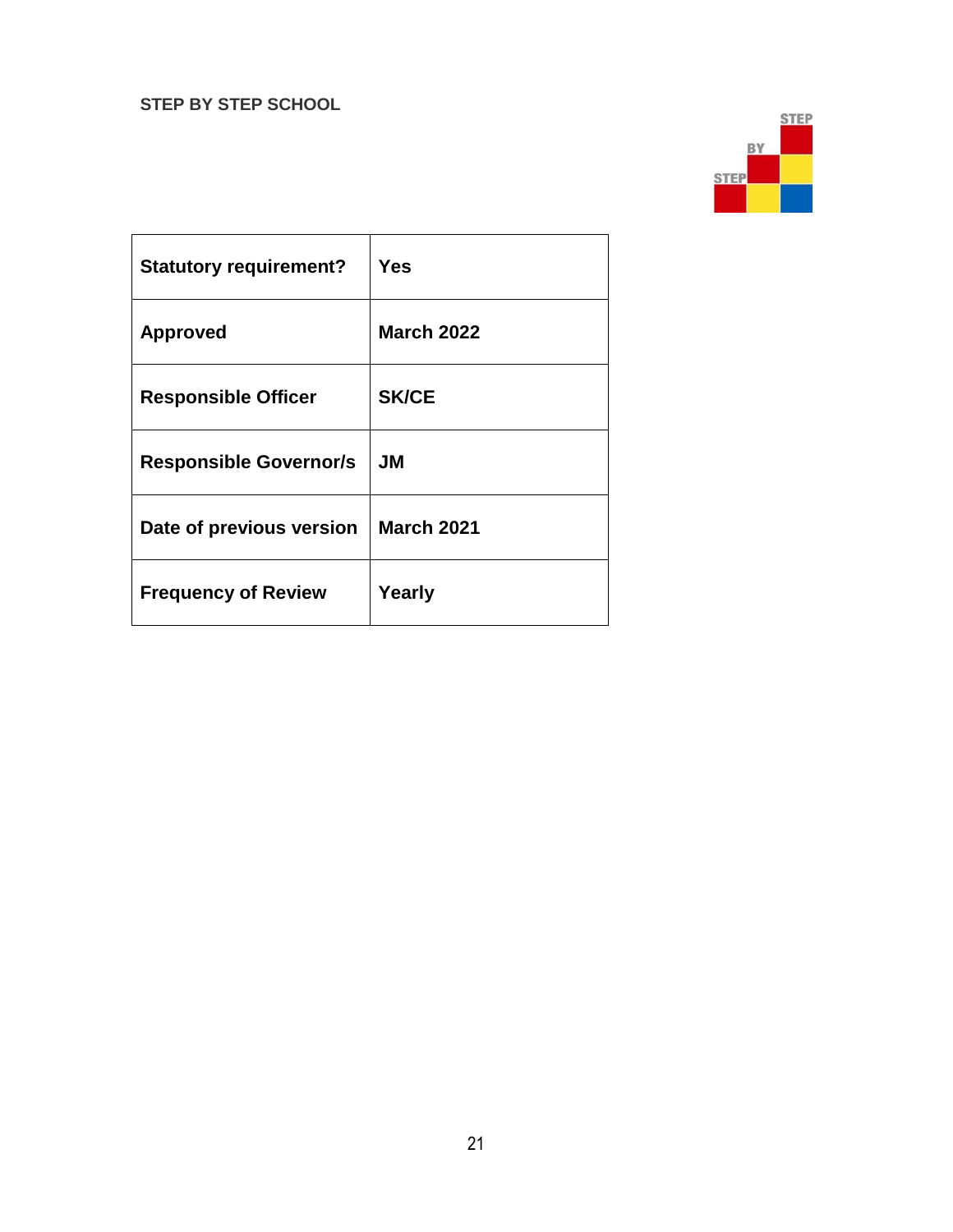**STEP BY STEP SCHOOL**

| | |
|---|---|
| **Statutory requirement?** | **Yes** |
| **Approved** | **March 2022** |
| **Responsible Officer** | **SK/CE** |
| **Responsible Governor/s** | **JM** |
| **Date of previous version** | **March 2021** |
| **Frequency of Review** | **Yearly** |